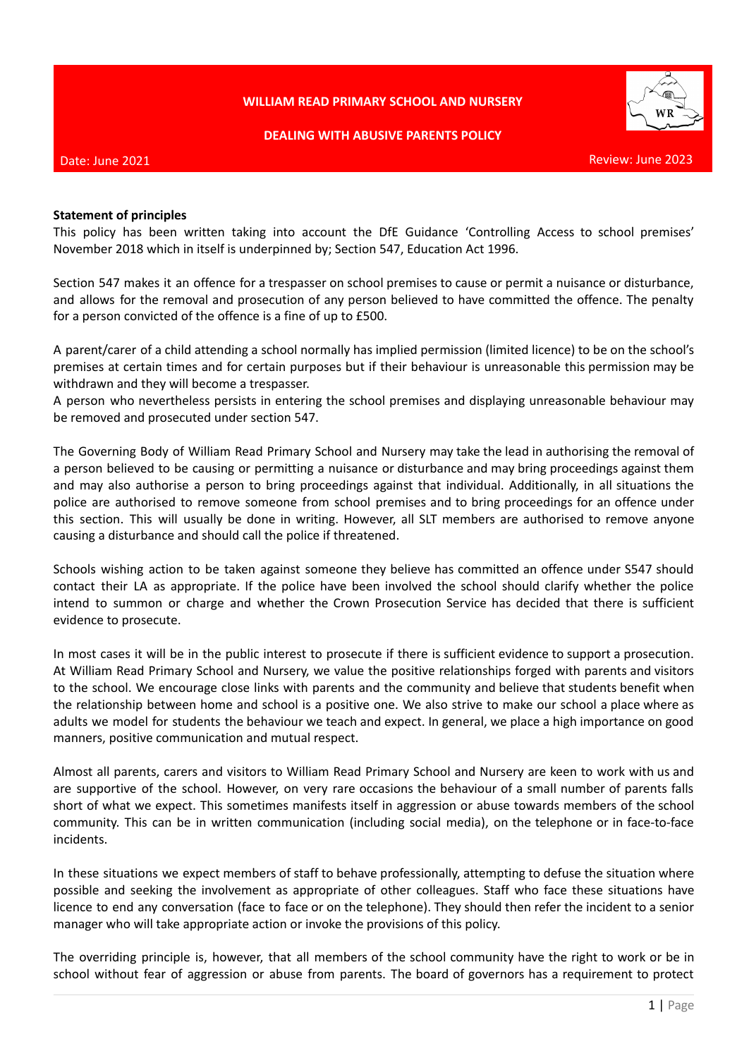**WILLIAM READ PRIMARY SCHOOL AND NURSERY**

**DEALING WITH ABUSIVE PARENTS POLICY**

Date: June 2021 Review: June 2023

**Statement of principles**

This policy has been written taking into account the DfE Guidance 'Controlling Access to school premises' November 2018 which in itself is underpinned by; Section 547, Education Act 1996.

Section 547 makes it an offence for a trespasser on school premises to cause or permit a nuisance or disturbance, and allows for the removal and prosecution of any person believed to have committed the offence. The penalty for a person convicted of the offence is a fine of up to £500.

A parent/carer of a child attending a school normally has implied permission (limited licence) to be on the school's premises at certain times and for certain purposes but if their behaviour is unreasonable this permission may be withdrawn and they will become a trespasser.

A person who nevertheless persists in entering the school premises and displaying unreasonable behaviour may be removed and prosecuted under section 547.

The Governing Body of William Read Primary School and Nursery may take the lead in authorising the removal of a person believed to be causing or permitting a nuisance or disturbance and may bring proceedings against them and may also authorise a person to bring proceedings against that individual. Additionally, in all situations the police are authorised to remove someone from school premises and to bring proceedings for an offence under this section. This will usually be done in writing. However, all SLT members are authorised to remove anyone causing a disturbance and should call the police if threatened.

Schools wishing action to be taken against someone they believe has committed an offence under S547 should contact their LA as appropriate. If the police have been involved the school should clarify whether the police intend to summon or charge and whether the Crown Prosecution Service has decided that there is sufficient evidence to prosecute.

In most cases it will be in the public interest to prosecute if there is sufficient evidence to support a prosecution. At William Read Primary School and Nursery, we value the positive relationships forged with parents and visitors to the school. We encourage close links with parents and the community and believe that students benefit when the relationship between home and school is a positive one. We also strive to make our school a place where as adults we model for students the behaviour we teach and expect. In general, we place a high importance on good manners, positive communication and mutual respect.

Almost all parents, carers and visitors to William Read Primary School and Nursery are keen to work with us and are supportive of the school. However, on very rare occasions the behaviour of a small number of parents falls short of what we expect. This sometimes manifests itself in aggression or abuse towards members of the school community. This can be in written communication (including social media), on the telephone or in face-to-face incidents.

In these situations we expect members of staff to behave professionally, attempting to defuse the situation where possible and seeking the involvement as appropriate of other colleagues. Staff who face these situations have licence to end any conversation (face to face or on the telephone). They should then refer the incident to a senior manager who will take appropriate action or invoke the provisions of this policy.

The overriding principle is, however, that all members of the school community have the right to work or be in school without fear of aggression or abuse from parents. The board of governors has a requirement to protect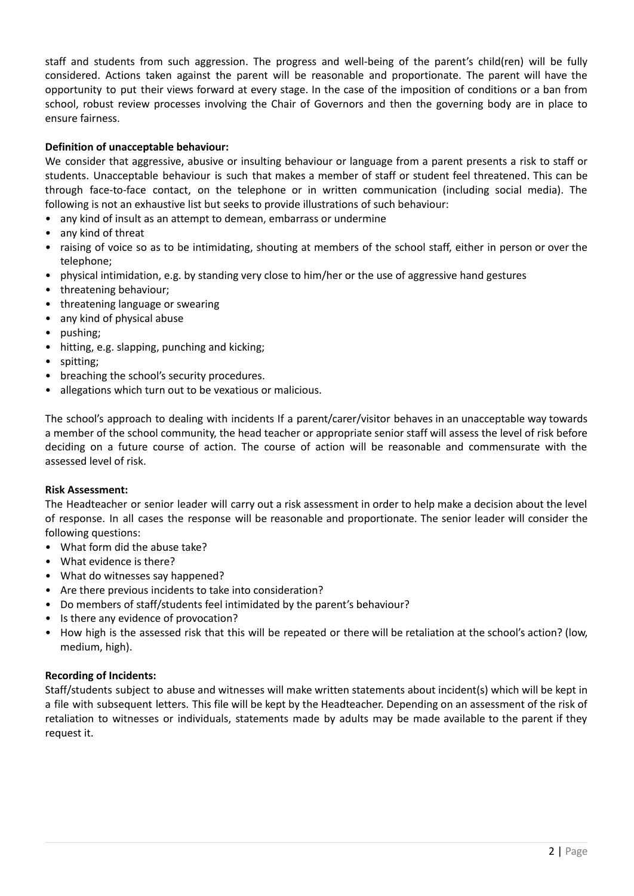staff and students from such aggression. The progress and well-being of the parent's child(ren) will be fully considered. Actions taken against the parent will be reasonable and proportionate. The parent will have the opportunity to put their views forward at every stage. In the case of the imposition of conditions or a ban from school, robust review processes involving the Chair of Governors and then the governing body are in place to ensure fairness.

**Definition of unacceptable behaviour:**

We consider that aggressive, abusive or insulting behaviour or language from a parent presents a risk to staff or students. Unacceptable behaviour is such that makes a member of staff or student feel threatened. This can be through face-to-face contact, on the telephone or in written communication (including social media). The following is not an exhaustive list but seeks to provide illustrations of such behaviour:

- any kind of insult as an attempt to demean, embarrass or undermine
- any kind of threat
- raising of voice so as to be intimidating, shouting at members of the school staff, either in person or over the telephone;
- physical intimidation, e.g. by standing very close to him/her or the use of aggressive hand gestures
- threatening behaviour;
- threatening language or swearing
- any kind of physical abuse
- pushing;
- hitting, e.g. slapping, punching and kicking;
- spitting;
- breaching the school's security procedures.
- allegations which turn out to be vexatious or malicious.

The school's approach to dealing with incidents If a parent/carer/visitor behaves in an unacceptable way towards a member of the school community, the head teacher or appropriate senior staff will assess the level of risk before deciding on a future course of action. The course of action will be reasonable and commensurate with the assessed level of risk.

**Risk Assessment:**

The Headteacher or senior leader will carry out a risk assessment in order to help make a decision about the level of response. In all cases the response will be reasonable and proportionate. The senior leader will consider the following questions:

- What form did the abuse take?
- What evidence is there?
- What do witnesses say happened?
- Are there previous incidents to take into consideration?
- Do members of staff/students feel intimidated by the parent's behaviour?
- Is there any evidence of provocation?
- How high is the assessed risk that this will be repeated or there will be retaliation at the school's action? (low, medium, high).

**Recording of Incidents:**

Staff/students subject to abuse and witnesses will make written statements about incident(s) which will be kept in a file with subsequent letters. This file will be kept by the Headteacher. Depending on an assessment of the risk of retaliation to witnesses or individuals, statements made by adults may be made available to the parent if they request it.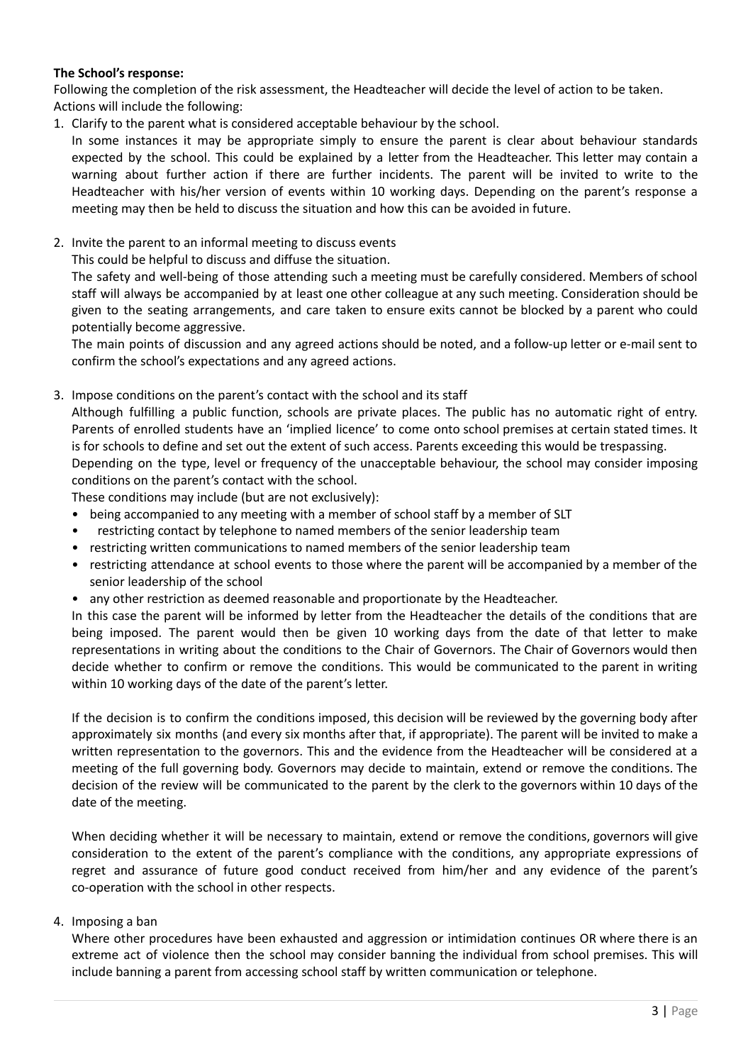**The School's response:**

Following the completion of the risk assessment, the Headteacher will decide the level of action to be taken. Actions will include the following:

1. Clarify to the parent what is considered acceptable behaviour by the school.

   In some instances it may be appropriate simply to ensure the parent is clear about behaviour standards expected by the school. This could be explained by a letter from the Headteacher. This letter may contain a warning about further action if there are further incidents. The parent will be invited to write to the Headteacher with his/her version of events within 10 working days. Depending on the parent's response a meeting may then be held to discuss the situation and how this can be avoided in future.

2. Invite the parent to an informal meeting to discuss events

   This could be helpful to discuss and diffuse the situation.

   The safety and well-being of those attending such a meeting must be carefully considered. Members of school staff will always be accompanied by at least one other colleague at any such meeting. Consideration should be given to the seating arrangements, and care taken to ensure exits cannot be blocked by a parent who could potentially become aggressive.

   The main points of discussion and any agreed actions should be noted, and a follow-up letter or e-mail sent to confirm the school's expectations and any agreed actions.

3. Impose conditions on the parent's contact with the school and its staff

   Although fulfilling a public function, schools are private places. The public has no automatic right of entry. Parents of enrolled students have an 'implied licence' to come onto school premises at certain stated times. It is for schools to define and set out the extent of such access. Parents exceeding this would be trespassing.

   Depending on the type, level or frequency of the unacceptable behaviour, the school may consider imposing conditions on the parent's contact with the school.

   These conditions may include (but are not exclusively):

   - being accompanied to any meeting with a member of school staff by a member of SLT
   - restricting contact by telephone to named members of the senior leadership team
   - restricting written communications to named members of the senior leadership team
   - restricting attendance at school events to those where the parent will be accompanied by a member of the senior leadership of the school
   - any other restriction as deemed reasonable and proportionate by the Headteacher.

   In this case the parent will be informed by letter from the Headteacher the details of the conditions that are being imposed. The parent would then be given 10 working days from the date of that letter to make representations in writing about the conditions to the Chair of Governors. The Chair of Governors would then decide whether to confirm or remove the conditions. This would be communicated to the parent in writing within 10 working days of the date of the parent's letter.

   If the decision is to confirm the conditions imposed, this decision will be reviewed by the governing body after approximately six months (and every six months after that, if appropriate). The parent will be invited to make a written representation to the governors. This and the evidence from the Headteacher will be considered at a meeting of the full governing body. Governors may decide to maintain, extend or remove the conditions. The decision of the review will be communicated to the parent by the clerk to the governors within 10 days of the date of the meeting.

   When deciding whether it will be necessary to maintain, extend or remove the conditions, governors will give consideration to the extent of the parent's compliance with the conditions, any appropriate expressions of regret and assurance of future good conduct received from him/her and any evidence of the parent's co-operation with the school in other respects.

4. Imposing a ban

   Where other procedures have been exhausted and aggression or intimidation continues OR where there is an extreme act of violence then the school may consider banning the individual from school premises. This will include banning a parent from accessing school staff by written communication or telephone.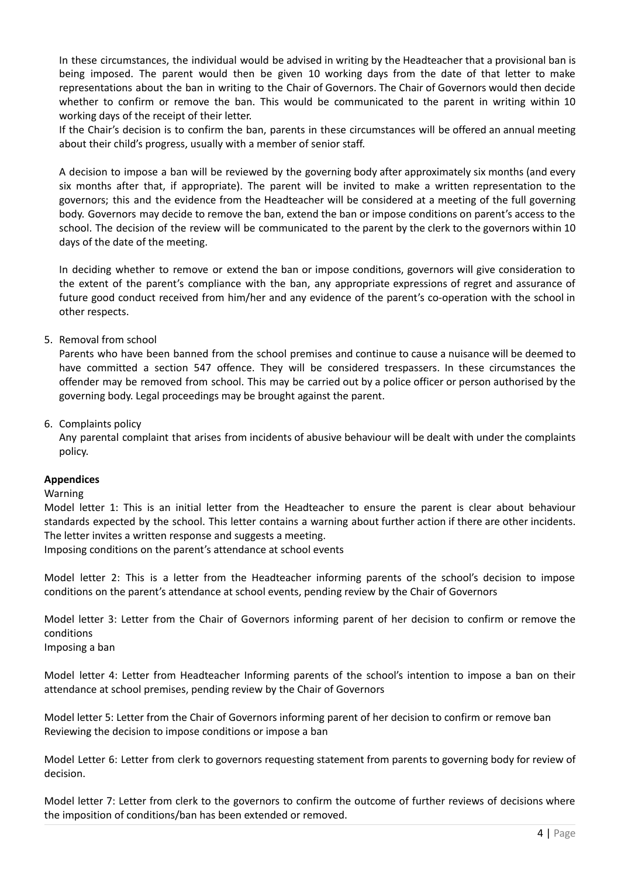In these circumstances, the individual would be advised in writing by the Headteacher that a provisional ban is being imposed. The parent would then be given 10 working days from the date of that letter to make representations about the ban in writing to the Chair of Governors. The Chair of Governors would then decide whether to confirm or remove the ban. This would be communicated to the parent in writing within 10 working days of the receipt of their letter.
If the Chair's decision is to confirm the ban, parents in these circumstances will be offered an annual meeting about their child's progress, usually with a member of senior staff.

A decision to impose a ban will be reviewed by the governing body after approximately six months (and every six months after that, if appropriate). The parent will be invited to make a written representation to the governors; this and the evidence from the Headteacher will be considered at a meeting of the full governing body. Governors may decide to remove the ban, extend the ban or impose conditions on parent's access to the school. The decision of the review will be communicated to the parent by the clerk to the governors within 10 days of the date of the meeting.

In deciding whether to remove or extend the ban or impose conditions, governors will give consideration to the extent of the parent's compliance with the ban, any appropriate expressions of regret and assurance of future good conduct received from him/her and any evidence of the parent's co-operation with the school in other respects.

5. Removal from school
   Parents who have been banned from the school premises and continue to cause a nuisance will be deemed to have committed a section 547 offence. They will be considered trespassers. In these circumstances the offender may be removed from school. This may be carried out by a police officer or person authorised by the governing body. Legal proceedings may be brought against the parent.

6. Complaints policy
   Any parental complaint that arises from incidents of abusive behaviour will be dealt with under the complaints policy.

**Appendices**

Warning

Model letter 1: This is an initial letter from the Headteacher to ensure the parent is clear about behaviour standards expected by the school. This letter contains a warning about further action if there are other incidents. The letter invites a written response and suggests a meeting.

Imposing conditions on the parent's attendance at school events

Model letter 2: This is a letter from the Headteacher informing parents of the school's decision to impose conditions on the parent's attendance at school events, pending review by the Chair of Governors

Model letter 3: Letter from the Chair of Governors informing parent of her decision to confirm or remove the conditions

Imposing a ban

Model letter 4: Letter from Headteacher Informing parents of the school's intention to impose a ban on their attendance at school premises, pending review by the Chair of Governors

Model letter 5: Letter from the Chair of Governors informing parent of her decision to confirm or remove ban

Reviewing the decision to impose conditions or impose a ban

Model Letter 6: Letter from clerk to governors requesting statement from parents to governing body for review of decision.

Model letter 7: Letter from clerk to the governors to confirm the outcome of further reviews of decisions where the imposition of conditions/ban has been extended or removed.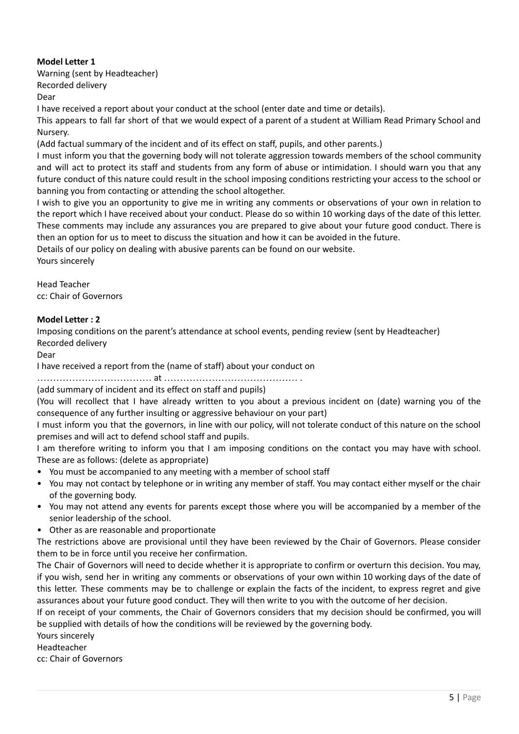**Model Letter 1**

Warning (sent by Headteacher)

Recorded delivery

Dear

I have received a report about your conduct at the school (enter date and time or details).

This appears to fall far short of that we would expect of a parent of a student at William Read Primary School and Nursery.

(Add factual summary of the incident and of its effect on staff, pupils, and other parents.)

I must inform you that the governing body will not tolerate aggression towards members of the school community and will act to protect its staff and students from any form of abuse or intimidation. I should warn you that any future conduct of this nature could result in the school imposing conditions restricting your access to the school or banning you from contacting or attending the school altogether.

I wish to give you an opportunity to give me in writing any comments or observations of your own in relation to the report which I have received about your conduct. Please do so within 10 working days of the date of this letter. These comments may include any assurances you are prepared to give about your future good conduct. There is then an option for us to meet to discuss the situation and how it can be avoided in the future.

Details of our policy on dealing with abusive parents can be found on our website.

Yours sincerely

Head Teacher

cc: Chair of Governors

**Model Letter : 2**

Imposing conditions on the parent's attendance at school events, pending review (sent by Headteacher)

Recorded delivery

Dear

I have received a report from the (name of staff) about your conduct on

……………………………… at …………………………………… .

(add summary of incident and its effect on staff and pupils)

(You will recollect that I have already written to you about a previous incident on (date) warning you of the consequence of any further insulting or aggressive behaviour on your part)

I must inform you that the governors, in line with our policy, will not tolerate conduct of this nature on the school premises and will act to defend school staff and pupils.

I am therefore writing to inform you that I am imposing conditions on the contact you may have with school. These are as follows: (delete as appropriate)

- You must be accompanied to any meeting with a member of school staff
- You may not contact by telephone or in writing any member of staff. You may contact either myself or the chair of the governing body.
- You may not attend any events for parents except those where you will be accompanied by a member of the senior leadership of the school.
- Other as are reasonable and proportionate

The restrictions above are provisional until they have been reviewed by the Chair of Governors. Please consider them to be in force until you receive her confirmation.

The Chair of Governors will need to decide whether it is appropriate to confirm or overturn this decision. You may, if you wish, send her in writing any comments or observations of your own within 10 working days of the date of this letter. These comments may be to challenge or explain the facts of the incident, to express regret and give assurances about your future good conduct. They will then write to you with the outcome of her decision.

If on receipt of your comments, the Chair of Governors considers that my decision should be confirmed, you will be supplied with details of how the conditions will be reviewed by the governing body.

Yours sincerely

Headteacher

cc: Chair of Governors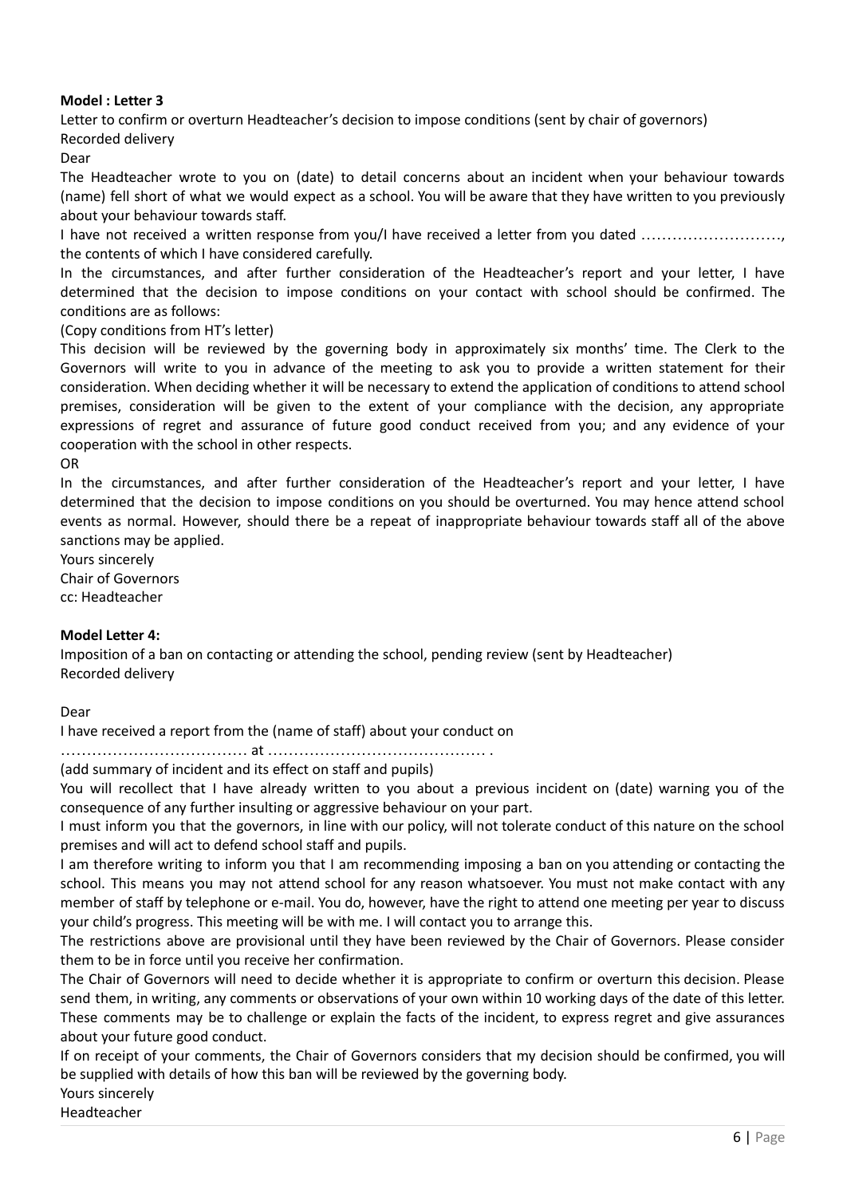**Model : Letter 3**

Letter to confirm or overturn Headteacher's decision to impose conditions (sent by chair of governors)

Recorded delivery

Dear

The Headteacher wrote to you on (date) to detail concerns about an incident when your behaviour towards (name) fell short of what we would expect as a school. You will be aware that they have written to you previously about your behaviour towards staff.

I have not received a written response from you/I have received a letter from you dated ………………………., the contents of which I have considered carefully.

In the circumstances, and after further consideration of the Headteacher's report and your letter, I have determined that the decision to impose conditions on your contact with school should be confirmed. The conditions are as follows:

(Copy conditions from HT's letter)

This decision will be reviewed by the governing body in approximately six months' time. The Clerk to the Governors will write to you in advance of the meeting to ask you to provide a written statement for their consideration. When deciding whether it will be necessary to extend the application of conditions to attend school premises, consideration will be given to the extent of your compliance with the decision, any appropriate expressions of regret and assurance of future good conduct received from you; and any evidence of your cooperation with the school in other respects.

OR

In the circumstances, and after further consideration of the Headteacher's report and your letter, I have determined that the decision to impose conditions on you should be overturned. You may hence attend school events as normal. However, should there be a repeat of inappropriate behaviour towards staff all of the above sanctions may be applied.

Yours sincerely

Chair of Governors

cc: Headteacher

**Model Letter 4:**

Imposition of a ban on contacting or attending the school, pending review (sent by Headteacher)

Recorded delivery

Dear

I have received a report from the (name of staff) about your conduct on

……………………………… at …………………………………… .

(add summary of incident and its effect on staff and pupils)

You will recollect that I have already written to you about a previous incident on (date) warning you of the consequence of any further insulting or aggressive behaviour on your part.

I must inform you that the governors, in line with our policy, will not tolerate conduct of this nature on the school premises and will act to defend school staff and pupils.

I am therefore writing to inform you that I am recommending imposing a ban on you attending or contacting the school. This means you may not attend school for any reason whatsoever. You must not make contact with any member of staff by telephone or e-mail. You do, however, have the right to attend one meeting per year to discuss your child's progress. This meeting will be with me. I will contact you to arrange this.

The restrictions above are provisional until they have been reviewed by the Chair of Governors. Please consider them to be in force until you receive her confirmation.

The Chair of Governors will need to decide whether it is appropriate to confirm or overturn this decision. Please send them, in writing, any comments or observations of your own within 10 working days of the date of this letter. These comments may be to challenge or explain the facts of the incident, to express regret and give assurances about your future good conduct.

If on receipt of your comments, the Chair of Governors considers that my decision should be confirmed, you will be supplied with details of how this ban will be reviewed by the governing body.

Yours sincerely

Headteacher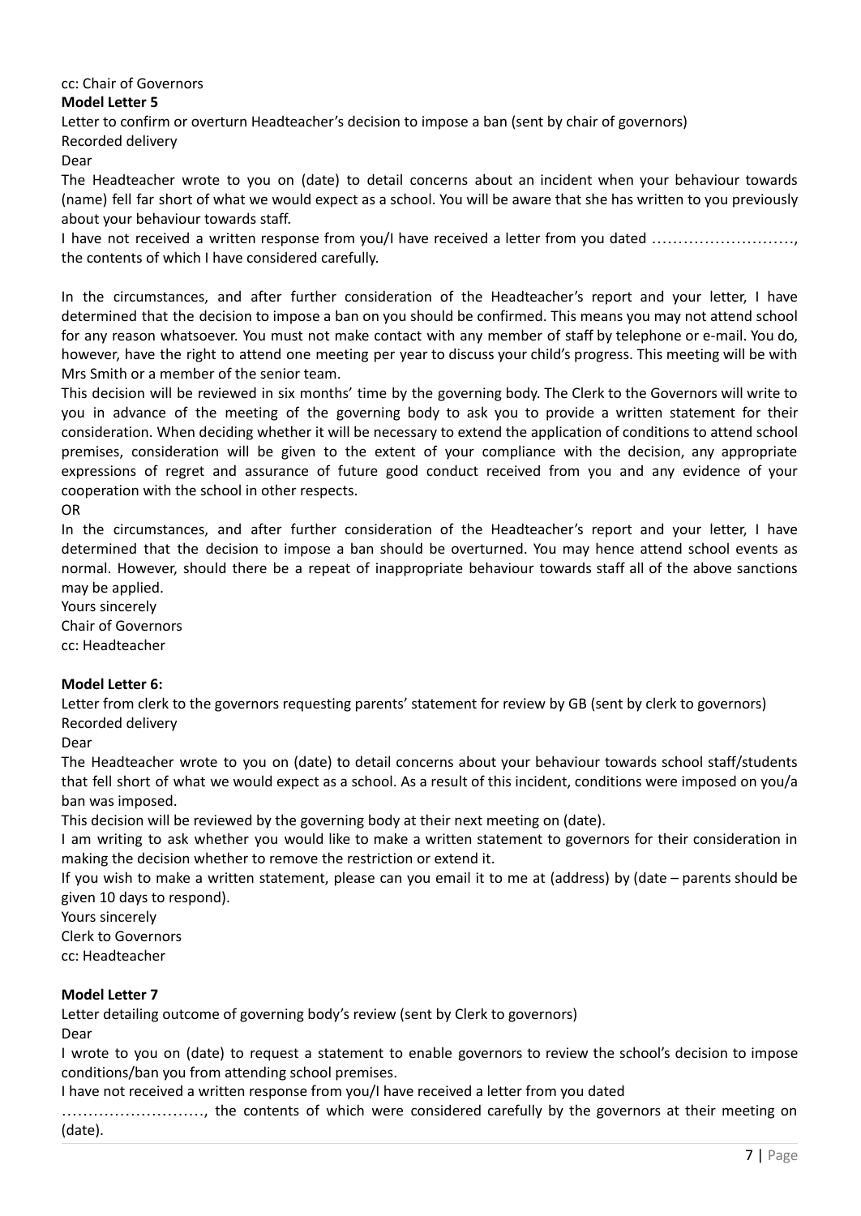cc: Chair of Governors

**Model Letter 5**

Letter to confirm or overturn Headteacher's decision to impose a ban (sent by chair of governors)

Recorded delivery

Dear

The Headteacher wrote to you on (date) to detail concerns about an incident when your behaviour towards (name) fell far short of what we would expect as a school. You will be aware that she has written to you previously about your behaviour towards staff.

I have not received a written response from you/I have received a letter from you dated ………………………, the contents of which I have considered carefully.

In the circumstances, and after further consideration of the Headteacher's report and your letter, I have determined that the decision to impose a ban on you should be confirmed. This means you may not attend school for any reason whatsoever. You must not make contact with any member of staff by telephone or e-mail. You do, however, have the right to attend one meeting per year to discuss your child's progress. This meeting will be with Mrs Smith or a member of the senior team.

This decision will be reviewed in six months' time by the governing body. The Clerk to the Governors will write to you in advance of the meeting of the governing body to ask you to provide a written statement for their consideration. When deciding whether it will be necessary to extend the application of conditions to attend school premises, consideration will be given to the extent of your compliance with the decision, any appropriate expressions of regret and assurance of future good conduct received from you and any evidence of your cooperation with the school in other respects.

OR

In the circumstances, and after further consideration of the Headteacher's report and your letter, I have determined that the decision to impose a ban should be overturned. You may hence attend school events as normal. However, should there be a repeat of inappropriate behaviour towards staff all of the above sanctions may be applied.

Yours sincerely

Chair of Governors

cc: Headteacher

**Model Letter 6:**

Letter from clerk to the governors requesting parents' statement for review by GB (sent by clerk to governors)

Recorded delivery

Dear

The Headteacher wrote to you on (date) to detail concerns about your behaviour towards school staff/students that fell short of what we would expect as a school. As a result of this incident, conditions were imposed on you/a ban was imposed.

This decision will be reviewed by the governing body at their next meeting on (date).

I am writing to ask whether you would like to make a written statement to governors for their consideration in making the decision whether to remove the restriction or extend it.

If you wish to make a written statement, please can you email it to me at (address) by (date – parents should be given 10 days to respond).

Yours sincerely

Clerk to Governors

cc: Headteacher

**Model Letter 7**

Letter detailing outcome of governing body's review (sent by Clerk to governors)

Dear

I wrote to you on (date) to request a statement to enable governors to review the school's decision to impose conditions/ban you from attending school premises.

I have not received a written response from you/I have received a letter from you dated ………………………, the contents of which were considered carefully by the governors at their meeting on (date).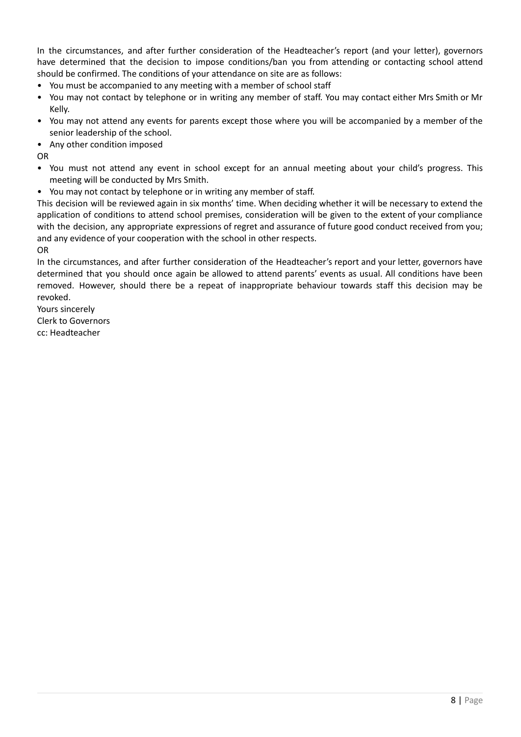In the circumstances, and after further consideration of the Headteacher's report (and your letter), governors have determined that the decision to impose conditions/ban you from attending or contacting school attend should be confirmed. The conditions of your attendance on site are as follows:

- You must be accompanied to any meeting with a member of school staff
- You may not contact by telephone or in writing any member of staff. You may contact either Mrs Smith or Mr Kelly.
- You may not attend any events for parents except those where you will be accompanied by a member of the senior leadership of the school.
- Any other condition imposed

OR

- You must not attend any event in school except for an annual meeting about your child's progress. This meeting will be conducted by Mrs Smith.
- You may not contact by telephone or in writing any member of staff.

This decision will be reviewed again in six months' time. When deciding whether it will be necessary to extend the application of conditions to attend school premises, consideration will be given to the extent of your compliance with the decision, any appropriate expressions of regret and assurance of future good conduct received from you; and any evidence of your cooperation with the school in other respects.

OR

In the circumstances, and after further consideration of the Headteacher's report and your letter, governors have determined that you should once again be allowed to attend parents' events as usual. All conditions have been removed. However, should there be a repeat of inappropriate behaviour towards staff this decision may be revoked.

Yours sincerely

Clerk to Governors

cc: Headteacher